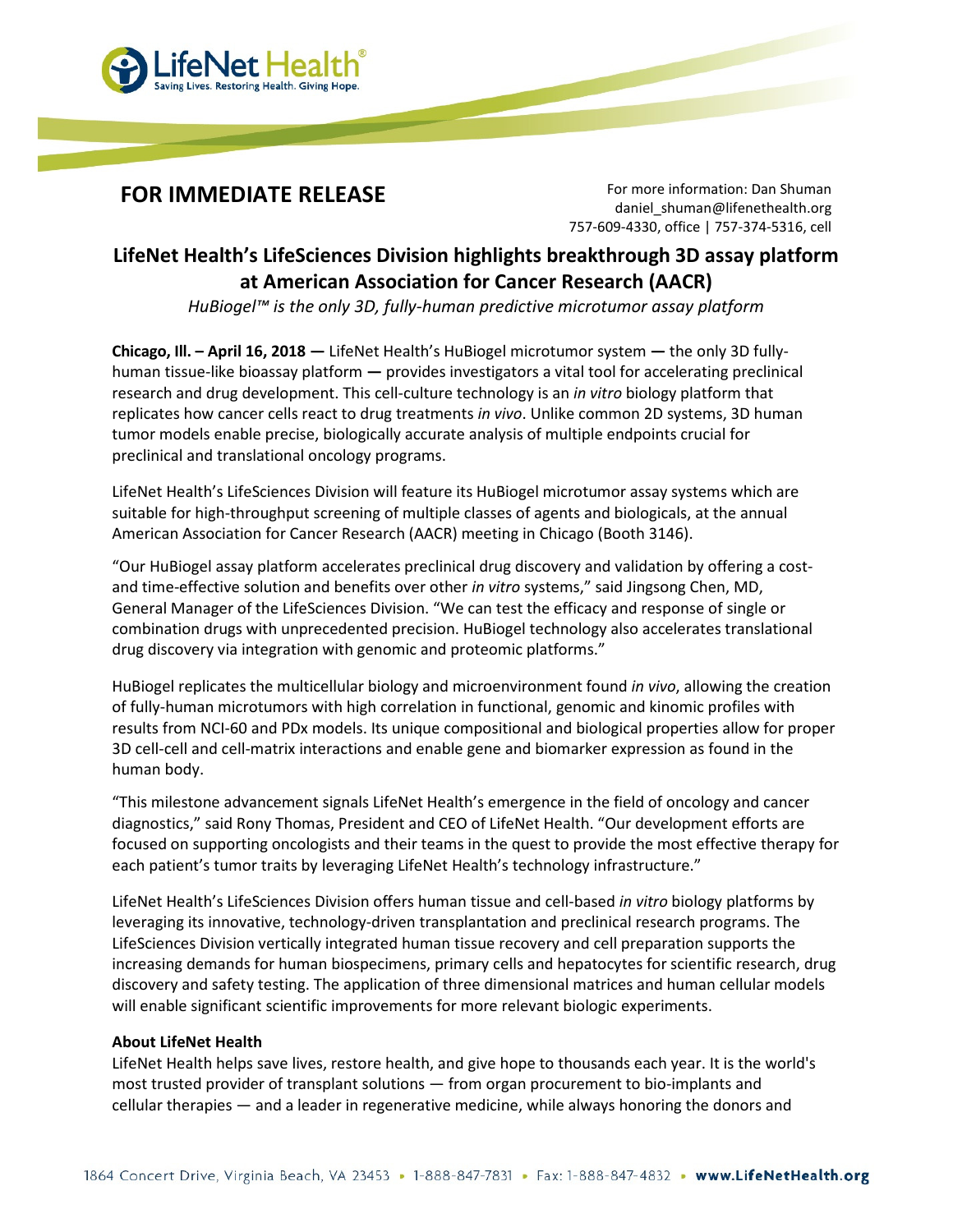**FOR IMMEDIATE RELEASE**

For more information: Dan Shuman
daniel_shuman@lifenethealth.org
757-609-4330, office | 757-374-5316, cell

# LifeNet Health's LifeSciences Division highlights breakthrough 3D assay platform at American Association for Cancer Research (AACR)

*HuBiogel™ is the only 3D, fully-human predictive microtumor assay platform*

**Chicago, Ill. – April 16, 2018 —** LifeNet Health's HuBiogel microtumor system **—** the only 3D fully-human tissue-like bioassay platform **—** provides investigators a vital tool for accelerating preclinical research and drug development. This cell-culture technology is an *in vitro* biology platform that replicates how cancer cells react to drug treatments *in vivo*. Unlike common 2D systems, 3D human tumor models enable precise, biologically accurate analysis of multiple endpoints crucial for preclinical and translational oncology programs.

LifeNet Health's LifeSciences Division will feature its HuBiogel microtumor assay systems which are suitable for high-throughput screening of multiple classes of agents and biologicals, at the annual American Association for Cancer Research (AACR) meeting in Chicago (Booth 3146).

"Our HuBiogel assay platform accelerates preclinical drug discovery and validation by offering a cost- and time-effective solution and benefits over other *in vitro* systems," said Jingsong Chen, MD, General Manager of the LifeSciences Division. "We can test the efficacy and response of single or combination drugs with unprecedented precision. HuBiogel technology also accelerates translational drug discovery via integration with genomic and proteomic platforms."

HuBiogel replicates the multicellular biology and microenvironment found *in vivo*, allowing the creation of fully-human microtumors with high correlation in functional, genomic and kinomic profiles with results from NCI-60 and PDx models. Its unique compositional and biological properties allow for proper 3D cell-cell and cell-matrix interactions and enable gene and biomarker expression as found in the human body.

"This milestone advancement signals LifeNet Health's emergence in the field of oncology and cancer diagnostics," said Rony Thomas, President and CEO of LifeNet Health. "Our development efforts are focused on supporting oncologists and their teams in the quest to provide the most effective therapy for each patient's tumor traits by leveraging LifeNet Health's technology infrastructure."

LifeNet Health's LifeSciences Division offers human tissue and cell-based *in vitro* biology platforms by leveraging its innovative, technology-driven transplantation and preclinical research programs. The LifeSciences Division vertically integrated human tissue recovery and cell preparation supports the increasing demands for human biospecimens, primary cells and hepatocytes for scientific research, drug discovery and safety testing. The application of three dimensional matrices and human cellular models will enable significant scientific improvements for more relevant biologic experiments.

**About LifeNet Health**

LifeNet Health helps save lives, restore health, and give hope to thousands each year. It is the world's most trusted provider of transplant solutions — from organ procurement to bio-implants and cellular therapies — and a leader in regenerative medicine, while always honoring the donors and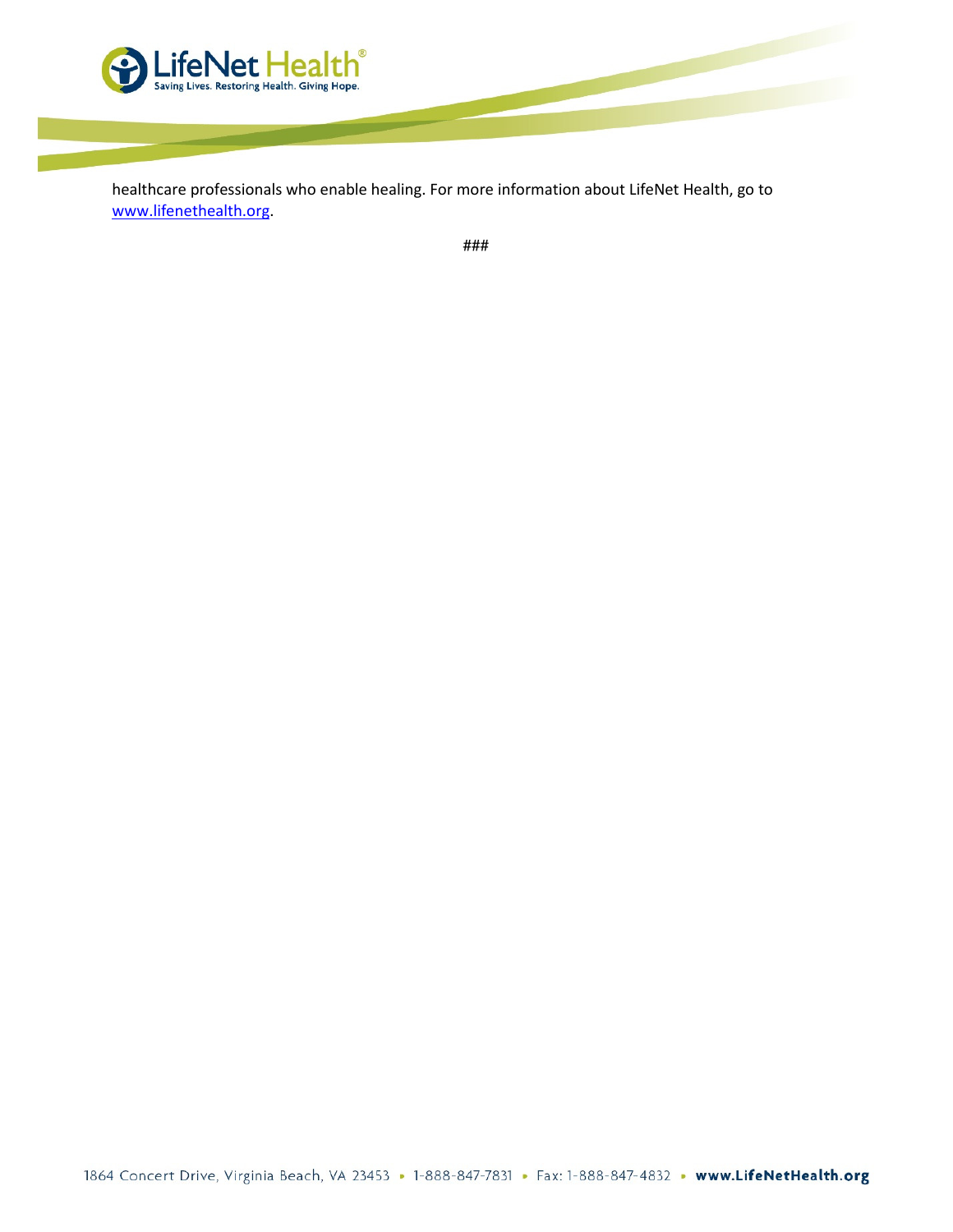healthcare professionals who enable healing. For more information about LifeNet Health, go to www.lifenethealth.org.

###